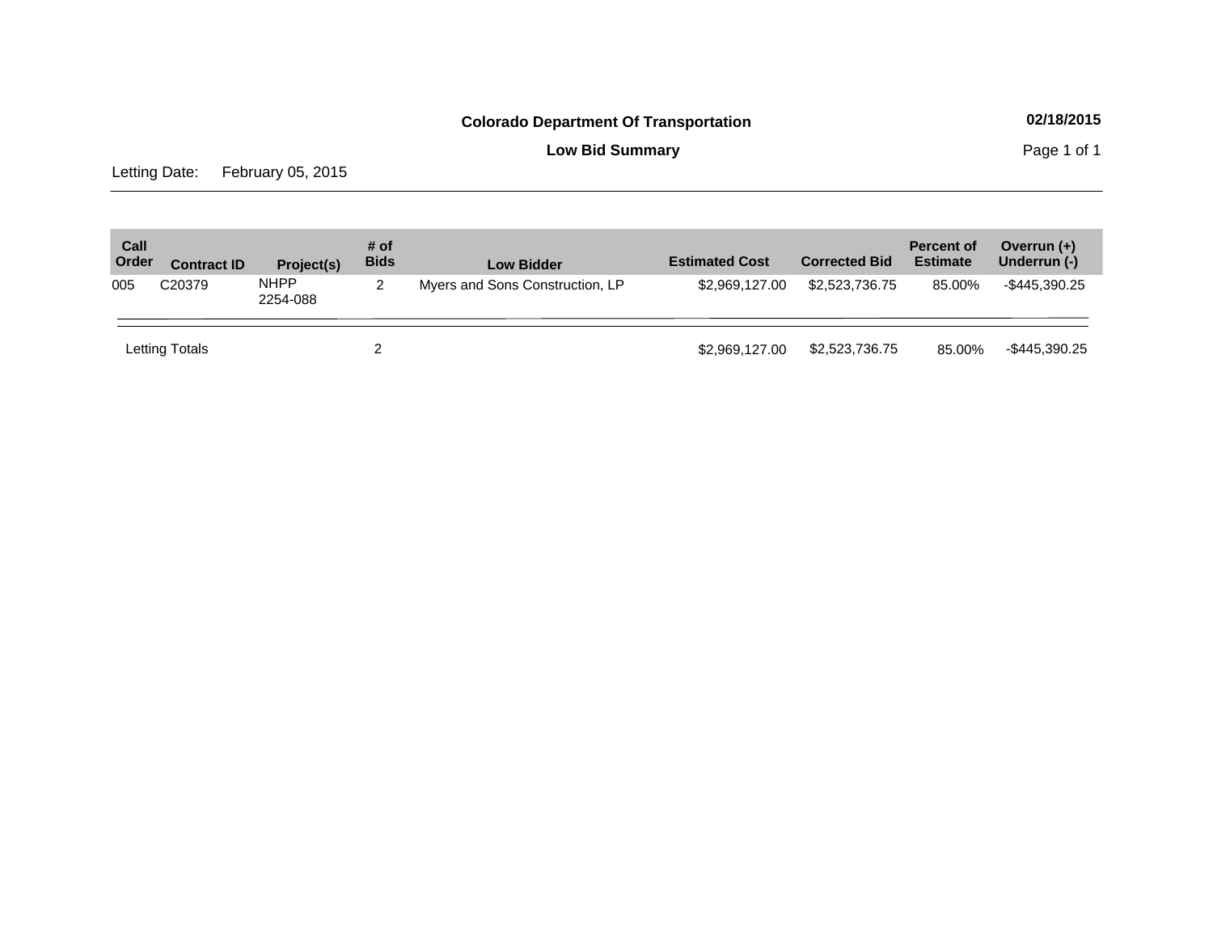**Colorado Department Of Transportation**

**02/18/2015**

**Low Bid Summary**

Letting Date: February 05, 2015

| Call Order | Contract ID | Project(s) | # of Bids | Low Bidder | Estimated Cost | Corrected Bid | Percent of Estimate | Overrun (+) Underrun (-) |
|---|---|---|---|---|---|---|---|---|
| 005 | C20379 | NHPP 2254-088 | 2 | Myers and Sons Construction, LP | $2,969,127.00 | $2,523,736.75 | 85.00% | -$445,390.25 |
| Letting Totals | | | 2 | | $2,969,127.00 | $2,523,736.75 | 85.00% | -$445,390.25 |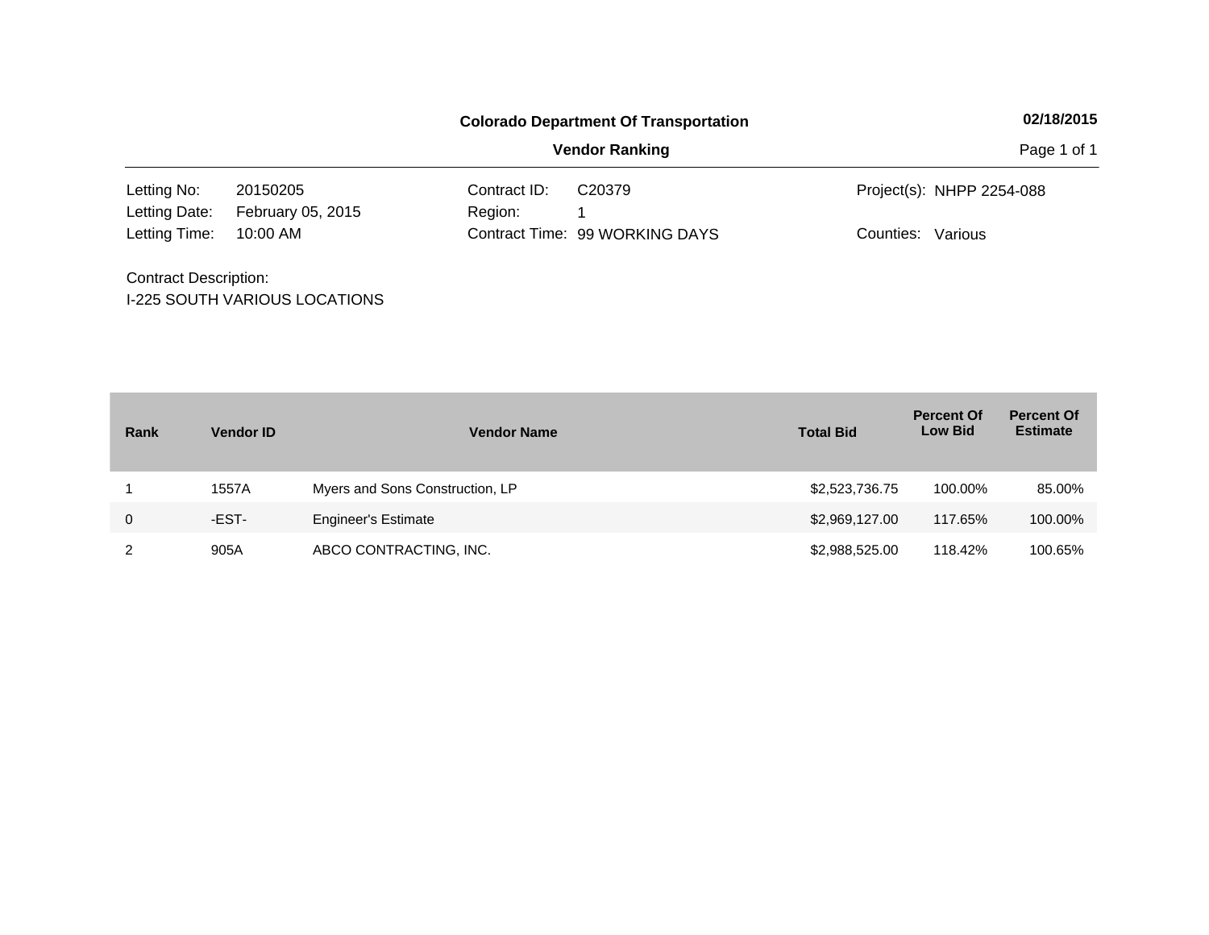**Colorado Department Of Transportation**

**Vendor Ranking**

02/18/2015

| | | | | | |
|---|---|---|---|---|---|
| Letting No: | 20150205 | Contract ID: | C20379 | Project(s): | NHPP 2254-088 |
| Letting Date: | February 05, 2015 | Region: | 1 | | |
| Letting Time: | 10:00 AM | Contract Time: | 99 WORKING DAYS | Counties: | Various |

Contract Description:
I-225 SOUTH VARIOUS LOCATIONS

| Rank | Vendor ID | Vendor Name | Total Bid | Percent Of Low Bid | Percent Of Estimate |
|---|---|---|---|---|---|
| 1 | 1557A | Myers and Sons Construction, LP | $2,523,736.75 | 100.00% | 85.00% |
| 0 | -EST- | Engineer's Estimate | $2,969,127.00 | 117.65% | 100.00% |
| 2 | 905A | ABCO CONTRACTING, INC. | $2,988,525.00 | 118.42% | 100.65% |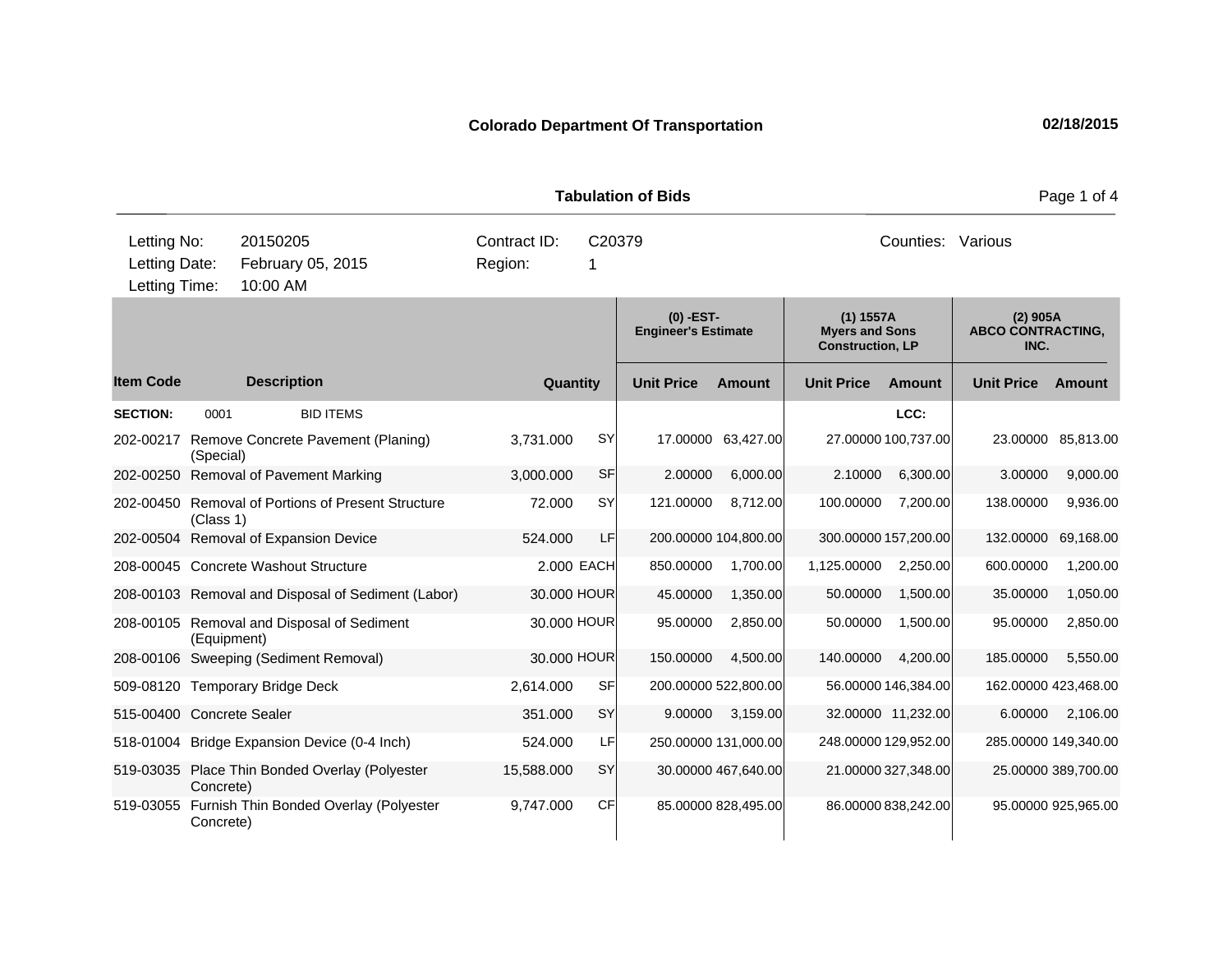**Colorado Department Of Transportation** 02/18/2015

**Tabulation of Bids**

| Letting No: | 20150205 | Contract ID: | C20379 | Counties: | Various |
|---|---|---|---|---|---|
| Letting Date: | February 05, 2015 | Region: | 1 | | |
| Letting Time: | 10:00 AM | | | | |

| | | | | (0) -EST- Engineer's Estimate | | (1) 1557A Myers and Sons Construction, LP | | (2) 905A ABCO CONTRACTING, INC. | |
|---|---|---|---|---|---|---|---|---|---|
| **Item Code** | **Description** | **Quantity** | | **Unit Price** | **Amount** | **Unit Price** | **Amount** | **Unit Price** | **Amount** |
| **SECTION:** | 0001 BID ITEMS | | | | | | LCC: | | |
| 202-00217 | Remove Concrete Pavement (Planing) (Special) | 3,731.000 | SY | 17.00000 | 63,427.00 | 27.00000 | 100,737.00 | 23.00000 | 85,813.00 |
| 202-00250 | Removal of Pavement Marking | 3,000.000 | SF | 2.00000 | 6,000.00 | 2.10000 | 6,300.00 | 3.00000 | 9,000.00 |
| 202-00450 | Removal of Portions of Present Structure (Class 1) | 72.000 | SY | 121.00000 | 8,712.00 | 100.00000 | 7,200.00 | 138.00000 | 9,936.00 |
| 202-00504 | Removal of Expansion Device | 524.000 | LF | 200.00000 | 104,800.00 | 300.00000 | 157,200.00 | 132.00000 | 69,168.00 |
| 208-00045 | Concrete Washout Structure | 2.000 | EACH | 850.00000 | 1,700.00 | 1,125.00000 | 2,250.00 | 600.00000 | 1,200.00 |
| 208-00103 | Removal and Disposal of Sediment (Labor) | 30.000 | HOUR | 45.00000 | 1,350.00 | 50.00000 | 1,500.00 | 35.00000 | 1,050.00 |
| 208-00105 | Removal and Disposal of Sediment (Equipment) | 30.000 | HOUR | 95.00000 | 2,850.00 | 50.00000 | 1,500.00 | 95.00000 | 2,850.00 |
| 208-00106 | Sweeping (Sediment Removal) | 30.000 | HOUR | 150.00000 | 4,500.00 | 140.00000 | 4,200.00 | 185.00000 | 5,550.00 |
| 509-08120 | Temporary Bridge Deck | 2,614.000 | SF | 200.00000 | 522,800.00 | 56.00000 | 146,384.00 | 162.00000 | 423,468.00 |
| 515-00400 | Concrete Sealer | 351.000 | SY | 9.00000 | 3,159.00 | 32.00000 | 11,232.00 | 6.00000 | 2,106.00 |
| 518-01004 | Bridge Expansion Device (0-4 Inch) | 524.000 | LF | 250.00000 | 131,000.00 | 248.00000 | 129,952.00 | 285.00000 | 149,340.00 |
| 519-03035 | Place Thin Bonded Overlay (Polyester Concrete) | 15,588.000 | SY | 30.00000 | 467,640.00 | 21.00000 | 327,348.00 | 25.00000 | 389,700.00 |
| 519-03055 | Furnish Thin Bonded Overlay (Polyester Concrete) | 9,747.000 | CF | 85.00000 | 828,495.00 | 86.00000 | 838,242.00 | 95.00000 | 925,965.00 |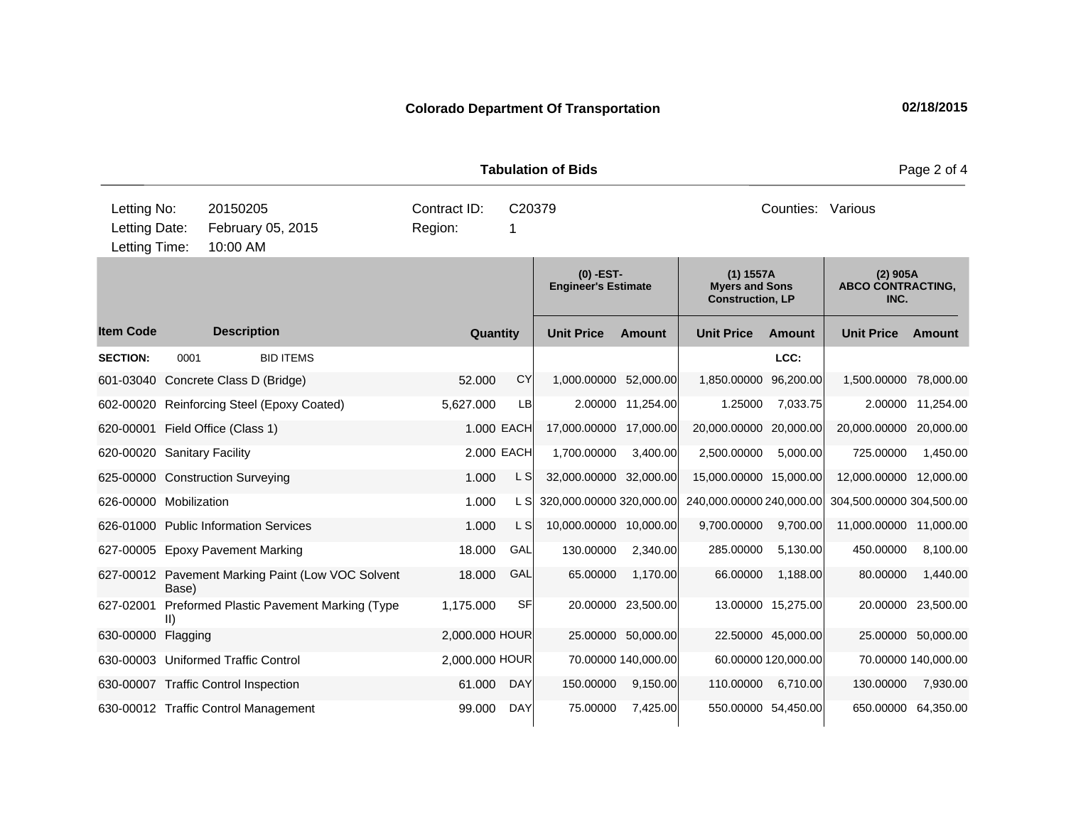**Colorado Department Of Transportation** 02/18/2015

**Tabulation of Bids**

| Letting No: | 20150205 | Contract ID: | C20379 | Counties: | Various |
|---|---|---|---|---|---|
| Letting Date: | February 05, 2015 | Region: | 1 | | |
| Letting Time: | 10:00 AM | | | | |

| | | | | (0) -EST- Engineer's Estimate | | (1) 1557A Myers and Sons Construction, LP | | (2) 905A ABCO CONTRACTING, INC. | |
|---|---|---|---|---|---|---|---|---|---|
| **Item Code** | **Description** | **Quantity** | | **Unit Price** | **Amount** | **Unit Price** | **Amount** | **Unit Price** | **Amount** |
| **SECTION:** | 0001 BID ITEMS | | | | | | LCC: | | |
| 601-03040 | Concrete Class D (Bridge) | 52.000 | CY | 1,000.00000 | 52,000.00 | 1,850.00000 | 96,200.00 | 1,500.00000 | 78,000.00 |
| 602-00020 | Reinforcing Steel (Epoxy Coated) | 5,627.000 | LB | 2.00000 | 11,254.00 | 1.25000 | 7,033.75 | 2.00000 | 11,254.00 |
| 620-00001 | Field Office (Class 1) | 1.000 | EACH | 17,000.00000 | 17,000.00 | 20,000.00000 | 20,000.00 | 20,000.00000 | 20,000.00 |
| 620-00020 | Sanitary Facility | 2.000 | EACH | 1,700.00000 | 3,400.00 | 2,500.00000 | 5,000.00 | 725.00000 | 1,450.00 |
| 625-00000 | Construction Surveying | 1.000 | L S | 32,000.00000 | 32,000.00 | 15,000.00000 | 15,000.00 | 12,000.00000 | 12,000.00 |
| 626-00000 | Mobilization | 1.000 | L S | 320,000.00000 | 320,000.00 | 240,000.00000 | 240,000.00 | 304,500.00000 | 304,500.00 |
| 626-01000 | Public Information Services | 1.000 | L S | 10,000.00000 | 10,000.00 | 9,700.00000 | 9,700.00 | 11,000.00000 | 11,000.00 |
| 627-00005 | Epoxy Pavement Marking | 18.000 | GAL | 130.00000 | 2,340.00 | 285.00000 | 5,130.00 | 450.00000 | 8,100.00 |
| 627-00012 | Pavement Marking Paint (Low VOC Solvent Base) | 18.000 | GAL | 65.00000 | 1,170.00 | 66.00000 | 1,188.00 | 80.00000 | 1,440.00 |
| 627-02001 | Preformed Plastic Pavement Marking (Type II) | 1,175.000 | SF | 20.00000 | 23,500.00 | 13.00000 | 15,275.00 | 20.00000 | 23,500.00 |
| 630-00000 | Flagging | 2,000.000 | HOUR | 25.00000 | 50,000.00 | 22.50000 | 45,000.00 | 25.00000 | 50,000.00 |
| 630-00003 | Uniformed Traffic Control | 2,000.000 | HOUR | 70.00000 | 140,000.00 | 60.00000 | 120,000.00 | 70.00000 | 140,000.00 |
| 630-00007 | Traffic Control Inspection | 61.000 | DAY | 150.00000 | 9,150.00 | 110.00000 | 6,710.00 | 130.00000 | 7,930.00 |
| 630-00012 | Traffic Control Management | 99.000 | DAY | 75.00000 | 7,425.00 | 550.00000 | 54,450.00 | 650.00000 | 64,350.00 |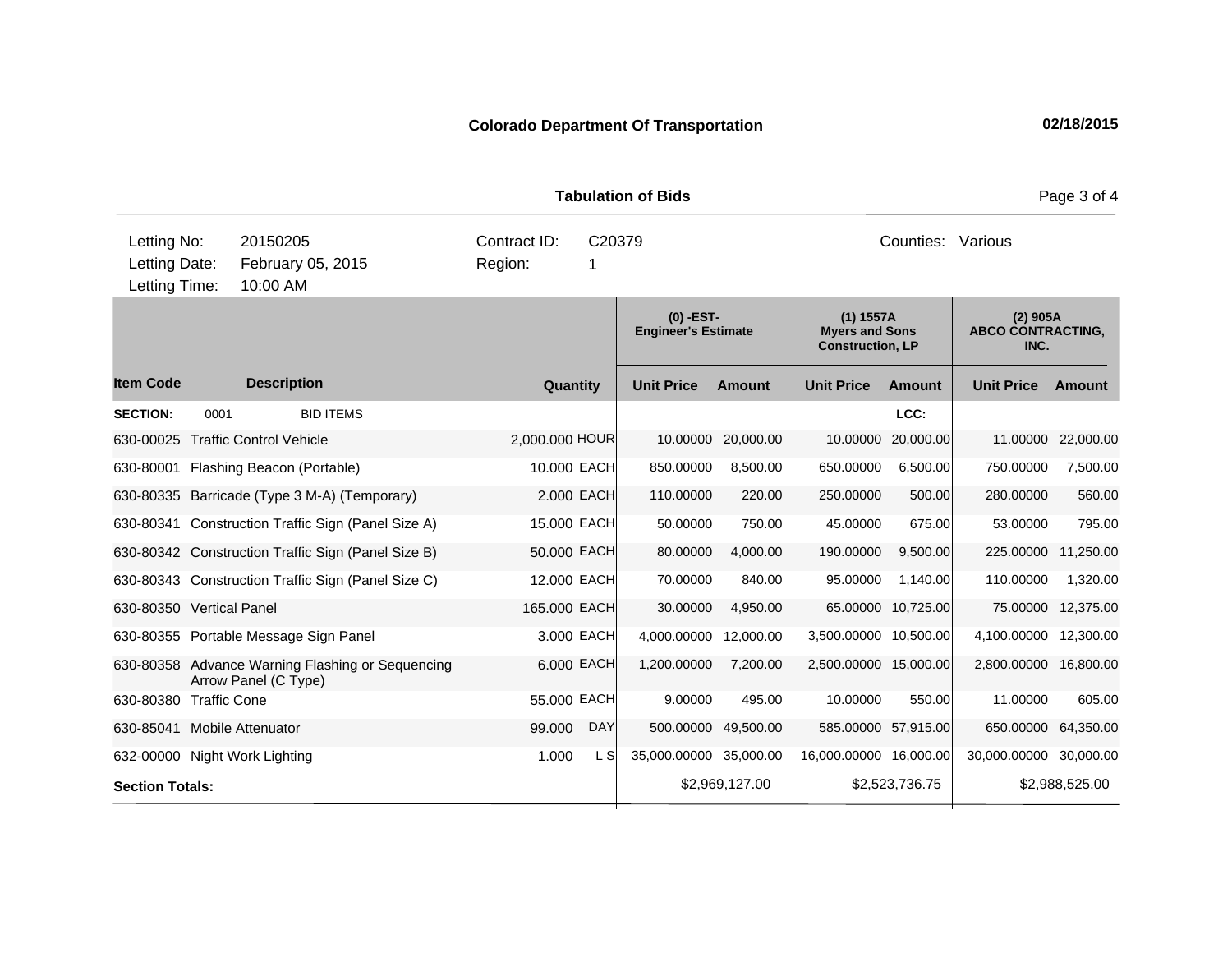**Colorado Department Of Transportation** **02/18/2015**

**Tabulation of Bids**

| Letting No: | 20150205 | Contract ID: | C20379 | Counties: | Various |
|---|---|---|---|---|---|
| Letting Date: | February 05, 2015 | Region: | 1 | | |
| Letting Time: | 10:00 AM | | | | |

| | | | | (0) -EST- Engineer's Estimate | | (1) 1557A Myers and Sons Construction, LP | | (2) 905A ABCO CONTRACTING, INC. | |
|---|---|---|---|---|---|---|---|---|---|
| **Item Code** | **Description** | **Quantity** | | **Unit Price** | **Amount** | **Unit Price** | **Amount** | **Unit Price** | **Amount** |
| **SECTION:** 0001 | BID ITEMS | | | | | | LCC: | | |
| 630-00025 | Traffic Control Vehicle | 2,000.000 | HOUR | 10.00000 | 20,000.00 | 10.00000 | 20,000.00 | 11.00000 | 22,000.00 |
| 630-80001 | Flashing Beacon (Portable) | 10.000 | EACH | 850.00000 | 8,500.00 | 650.00000 | 6,500.00 | 750.00000 | 7,500.00 |
| 630-80335 | Barricade (Type 3 M-A) (Temporary) | 2.000 | EACH | 110.00000 | 220.00 | 250.00000 | 500.00 | 280.00000 | 560.00 |
| 630-80341 | Construction Traffic Sign (Panel Size A) | 15.000 | EACH | 50.00000 | 750.00 | 45.00000 | 675.00 | 53.00000 | 795.00 |
| 630-80342 | Construction Traffic Sign (Panel Size B) | 50.000 | EACH | 80.00000 | 4,000.00 | 190.00000 | 9,500.00 | 225.00000 | 11,250.00 |
| 630-80343 | Construction Traffic Sign (Panel Size C) | 12.000 | EACH | 70.00000 | 840.00 | 95.00000 | 1,140.00 | 110.00000 | 1,320.00 |
| 630-80350 | Vertical Panel | 165.000 | EACH | 30.00000 | 4,950.00 | 65.00000 | 10,725.00 | 75.00000 | 12,375.00 |
| 630-80355 | Portable Message Sign Panel | 3.000 | EACH | 4,000.00000 | 12,000.00 | 3,500.00000 | 10,500.00 | 4,100.00000 | 12,300.00 |
| 630-80358 | Advance Warning Flashing or Sequencing Arrow Panel (C Type) | 6.000 | EACH | 1,200.00000 | 7,200.00 | 2,500.00000 | 15,000.00 | 2,800.00000 | 16,800.00 |
| 630-80380 | Traffic Cone | 55.000 | EACH | 9.00000 | 495.00 | 10.00000 | 550.00 | 11.00000 | 605.00 |
| 630-85041 | Mobile Attenuator | 99.000 | DAY | 500.00000 | 49,500.00 | 585.00000 | 57,915.00 | 650.00000 | 64,350.00 |
| 632-00000 | Night Work Lighting | 1.000 | L S | 35,000.00000 | 35,000.00 | 16,000.00000 | 16,000.00 | 30,000.00000 | 30,000.00 |
| **Section Totals:** | | | | | $2,969,127.00 | | $2,523,736.75 | | $2,988,525.00 |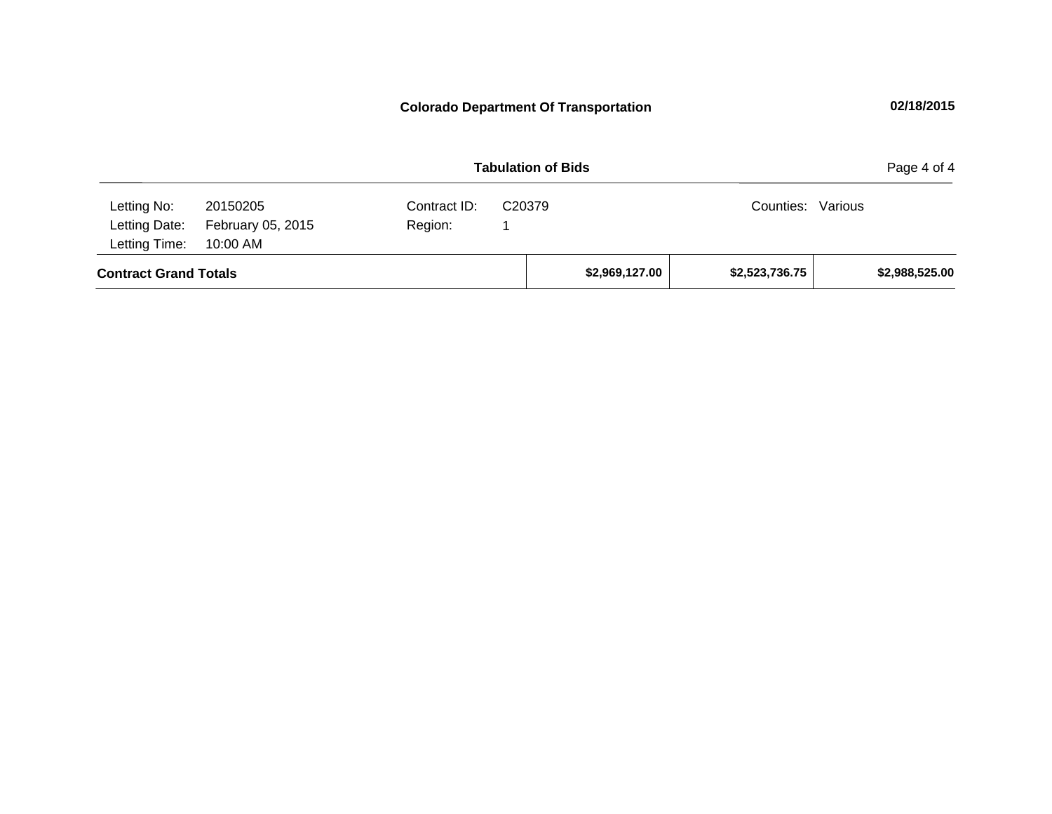**Colorado Department Of Transportation** **02/18/2015**

**Tabulation of Bids**

| Letting No: | 20150205 | Contract ID: | C20379 | Counties: | Various |
|---|---|---|---|---|---|
| Letting Date: | February 05, 2015 | Region: | 1 | | |
| Letting Time: | 10:00 AM | | | | |

| | | | |
|---|---|---|---|
| **Contract Grand Totals** | **$2,969,127.00** | **$2,523,736.75** | **$2,988,525.00** |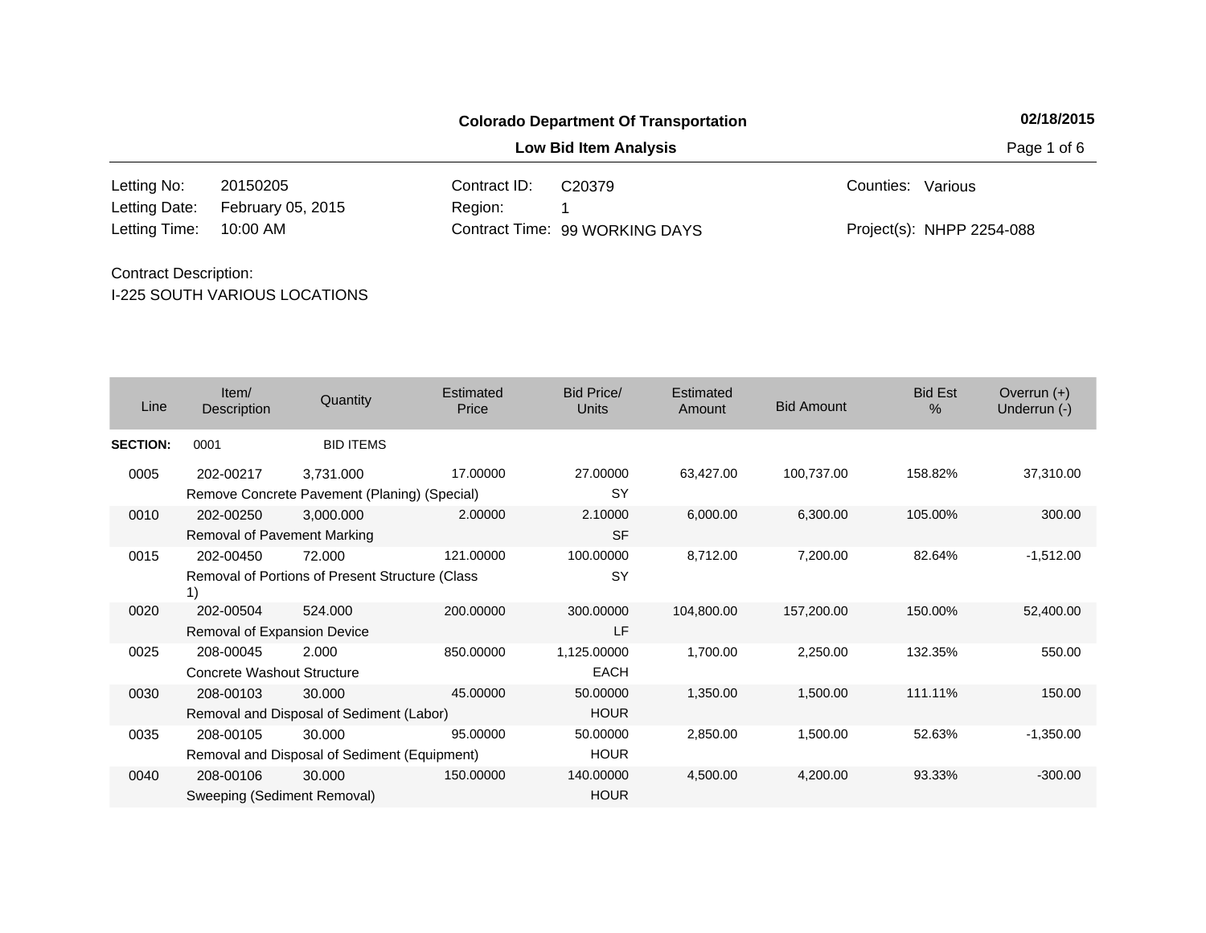**Colorado Department Of Transportation** 02/18/2015

**Low Bid Item Analysis**

| | | | | | |
|---|---|---|---|---|---|
| Letting No: | 20150205 | Contract ID: | C20379 | Counties: | Various |
| Letting Date: | February 05, 2015 | Region: | 1 | | |
| Letting Time: | 10:00 AM | Contract Time: | 99 WORKING DAYS | Project(s): | NHPP 2254-088 |

Contract Description:
I-225 SOUTH VARIOUS LOCATIONS

| Line | Item/ Description | Quantity | Estimated Price | Bid Price/ Units | Estimated Amount | Bid Amount | Bid Est % | Overrun (+) Underrun (-) |
|---|---|---|---|---|---|---|---|---|
| **SECTION:** | 0001 | BID ITEMS | | | | | | |
| 0005 | 202-00217 Remove Concrete Pavement (Planing) (Special) | 3,731.000 | 17.00000 | 27.00000 SY | 63,427.00 | 100,737.00 | 158.82% | 37,310.00 |
| 0010 | 202-00250 Removal of Pavement Marking | 3,000.000 | 2.00000 | 2.10000 SF | 6,000.00 | 6,300.00 | 105.00% | 300.00 |
| 0015 | 202-00450 Removal of Portions of Present Structure (Class 1) | 72.000 | 121.00000 | 100.00000 SY | 8,712.00 | 7,200.00 | 82.64% | -1,512.00 |
| 0020 | 202-00504 Removal of Expansion Device | 524.000 | 200.00000 | 300.00000 LF | 104,800.00 | 157,200.00 | 150.00% | 52,400.00 |
| 0025 | 208-00045 Concrete Washout Structure | 2.000 | 850.00000 | 1,125.00000 EACH | 1,700.00 | 2,250.00 | 132.35% | 550.00 |
| 0030 | 208-00103 Removal and Disposal of Sediment (Labor) | 30.000 | 45.00000 | 50.00000 HOUR | 1,350.00 | 1,500.00 | 111.11% | 150.00 |
| 0035 | 208-00105 Removal and Disposal of Sediment (Equipment) | 30.000 | 95.00000 | 50.00000 HOUR | 2,850.00 | 1,500.00 | 52.63% | -1,350.00 |
| 0040 | 208-00106 Sweeping (Sediment Removal) | 30.000 | 150.00000 | 140.00000 HOUR | 4,500.00 | 4,200.00 | 93.33% | -300.00 |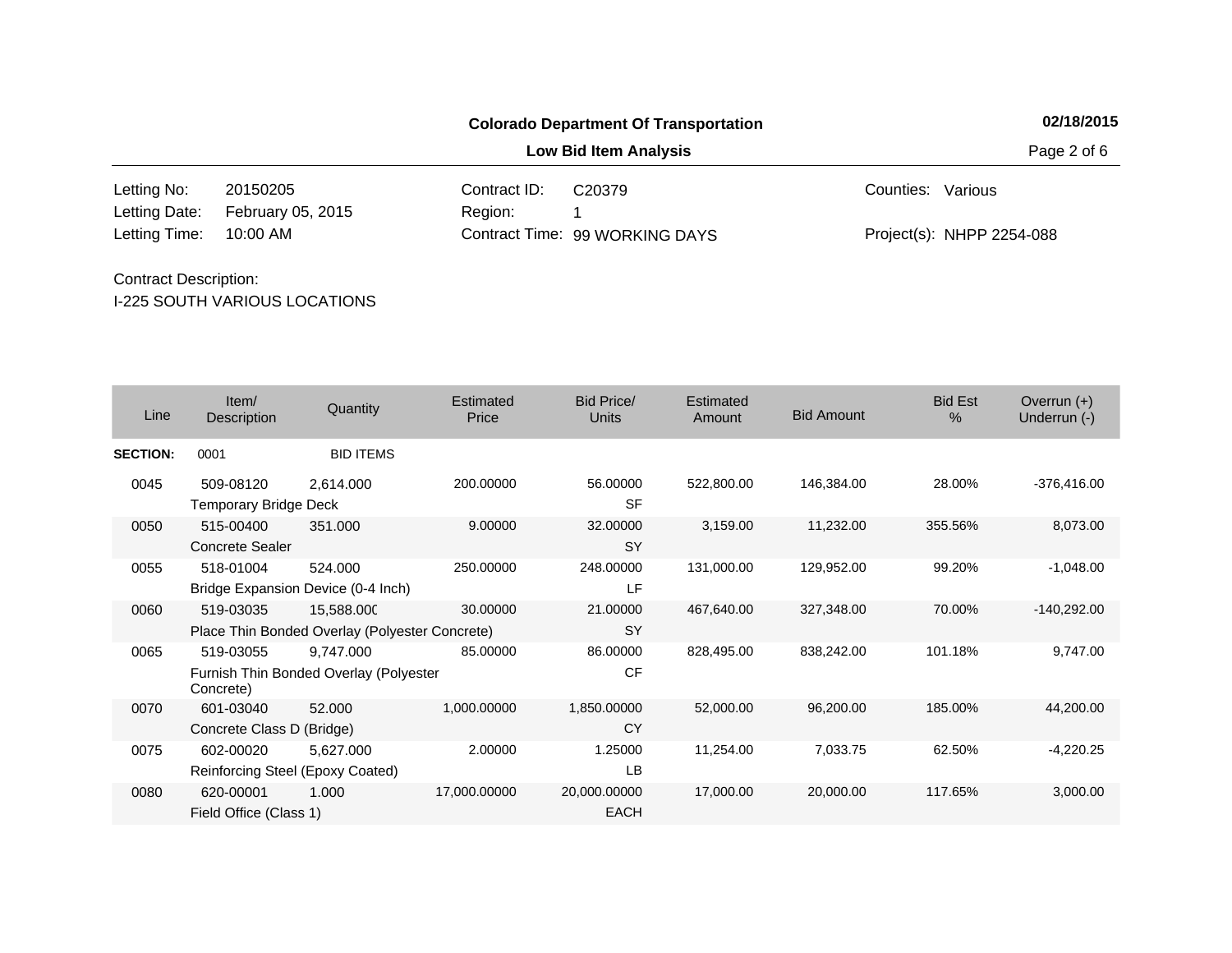**Colorado Department Of Transportation**

**Low Bid Item Analysis**

| | | | | | |
|---|---|---|---|---|---|
| Letting No: | 20150205 | Contract ID: | C20379 | Counties: | Various |
| Letting Date: | February 05, 2015 | Region: | 1 | | |
| Letting Time: | 10:00 AM | Contract Time: | 99 WORKING DAYS | Project(s): | NHPP 2254-088 |

Contract Description:
I-225 SOUTH VARIOUS LOCATIONS

| Line | Item/ Description | Quantity | Estimated Price | Bid Price/ Units | Estimated Amount | Bid Amount | Bid Est % | Overrun (+) Underrun (-) |
|---|---|---|---|---|---|---|---|---|
| **SECTION:** | 0001 | BID ITEMS | | | | | | |
| 0045 | 509-08120 Temporary Bridge Deck | 2,614.000 | 200.00000 | 56.00000 SF | 522,800.00 | 146,384.00 | 28.00% | -376,416.00 |
| 0050 | 515-00400 Concrete Sealer | 351.000 | 9.00000 | 32.00000 SY | 3,159.00 | 11,232.00 | 355.56% | 8,073.00 |
| 0055 | 518-01004 Bridge Expansion Device (0-4 Inch) | 524.000 | 250.00000 | 248.00000 LF | 131,000.00 | 129,952.00 | 99.20% | -1,048.00 |
| 0060 | 519-03035 Place Thin Bonded Overlay (Polyester Concrete) | 15,588.000 | 30.00000 | 21.00000 SY | 467,640.00 | 327,348.00 | 70.00% | -140,292.00 |
| 0065 | 519-03055 Furnish Thin Bonded Overlay (Polyester Concrete) | 9,747.000 | 85.00000 | 86.00000 CF | 828,495.00 | 838,242.00 | 101.18% | 9,747.00 |
| 0070 | 601-03040 Concrete Class D (Bridge) | 52.000 | 1,000.00000 | 1,850.00000 CY | 52,000.00 | 96,200.00 | 185.00% | 44,200.00 |
| 0075 | 602-00020 Reinforcing Steel (Epoxy Coated) | 5,627.000 | 2.00000 | 1.25000 LB | 11,254.00 | 7,033.75 | 62.50% | -4,220.25 |
| 0080 | 620-00001 Field Office (Class 1) | 1.000 | 17,000.00000 | 20,000.00000 EACH | 17,000.00 | 20,000.00 | 117.65% | 3,000.00 |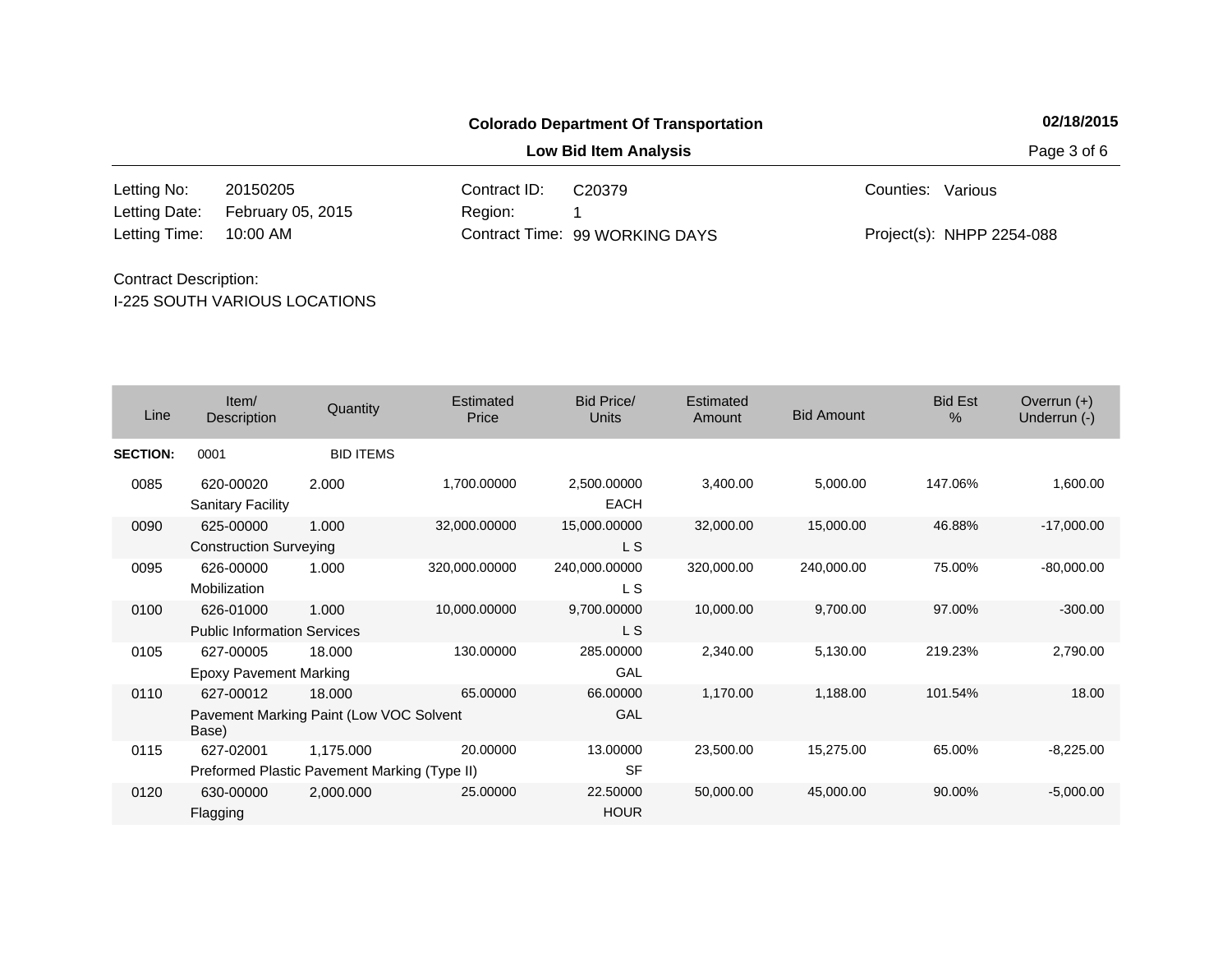**Colorado Department Of Transportation**

**Low Bid Item Analysis**

**02/18/2015**

| | | | | | |
|---|---|---|---|---|---|
| Letting No: | 20150205 | Contract ID: | C20379 | Counties: | Various |
| Letting Date: | February 05, 2015 | Region: | 1 | | |
| Letting Time: | 10:00 AM | Contract Time: | 99 WORKING DAYS | Project(s): | NHPP 2254-088 |

Contract Description:
I-225 SOUTH VARIOUS LOCATIONS

| Line | Item/ Description | Quantity | Estimated Price | Bid Price/ Units | Estimated Amount | Bid Amount | Bid Est % | Overrun (+) Underrun (-) |
|---|---|---|---|---|---|---|---|---|
| **SECTION:** | 0001 | BID ITEMS | | | | | | |
| 0085 | 620-00020 Sanitary Facility | 2.000 | 1,700.00000 | 2,500.00000 EACH | 3,400.00 | 5,000.00 | 147.06% | 1,600.00 |
| 0090 | 625-00000 Construction Surveying | 1.000 | 32,000.00000 | 15,000.00000 L S | 32,000.00 | 15,000.00 | 46.88% | -17,000.00 |
| 0095 | 626-00000 Mobilization | 1.000 | 320,000.00000 | 240,000.00000 L S | 320,000.00 | 240,000.00 | 75.00% | -80,000.00 |
| 0100 | 626-01000 Public Information Services | 1.000 | 10,000.00000 | 9,700.00000 L S | 10,000.00 | 9,700.00 | 97.00% | -300.00 |
| 0105 | 627-00005 Epoxy Pavement Marking | 18.000 | 130.00000 | 285.00000 GAL | 2,340.00 | 5,130.00 | 219.23% | 2,790.00 |
| 0110 | 627-00012 Pavement Marking Paint (Low VOC Solvent Base) | 18.000 | 65.00000 | 66.00000 GAL | 1,170.00 | 1,188.00 | 101.54% | 18.00 |
| 0115 | 627-02001 Preformed Plastic Pavement Marking (Type II) | 1,175.000 | 20.00000 | 13.00000 SF | 23,500.00 | 15,275.00 | 65.00% | -8,225.00 |
| 0120 | 630-00000 Flagging | 2,000.000 | 25.00000 | 22.50000 HOUR | 50,000.00 | 45,000.00 | 90.00% | -5,000.00 |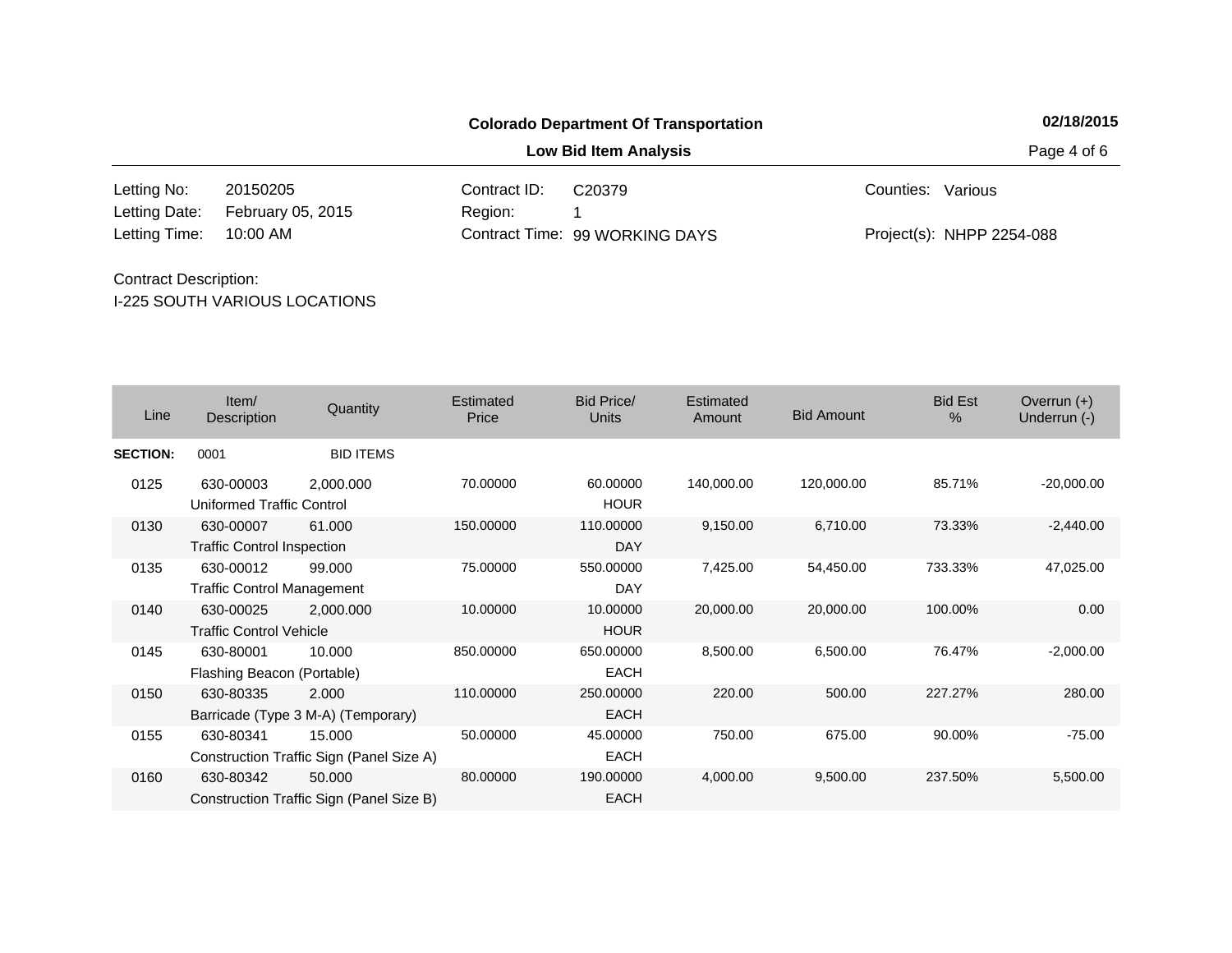**Colorado Department Of Transportation**

**Low Bid Item Analysis**

| | | | | | |
|---|---|---|---|---|---|
| Letting No: | 20150205 | Contract ID: | C20379 | Counties: | Various |
| Letting Date: | February 05, 2015 | Region: | 1 | | |
| Letting Time: | 10:00 AM | Contract Time: | 99 WORKING DAYS | Project(s): | NHPP 2254-088 |

Contract Description:
I-225 SOUTH VARIOUS LOCATIONS

| Line | Item/ Description | Quantity | Estimated Price | Bid Price/ Units | Estimated Amount | Bid Amount | Bid Est % | Overrun (+) Underrun (-) |
|---|---|---|---|---|---|---|---|---|
| **SECTION:** | 0001 | BID ITEMS | | | | | | |
| 0125 | 630-00003 Uniformed Traffic Control | 2,000.000 | 70.00000 | 60.00000 HOUR | 140,000.00 | 120,000.00 | 85.71% | -20,000.00 |
| 0130 | 630-00007 Traffic Control Inspection | 61.000 | 150.00000 | 110.00000 DAY | 9,150.00 | 6,710.00 | 73.33% | -2,440.00 |
| 0135 | 630-00012 Traffic Control Management | 99.000 | 75.00000 | 550.00000 DAY | 7,425.00 | 54,450.00 | 733.33% | 47,025.00 |
| 0140 | 630-00025 Traffic Control Vehicle | 2,000.000 | 10.00000 | 10.00000 HOUR | 20,000.00 | 20,000.00 | 100.00% | 0.00 |
| 0145 | 630-80001 Flashing Beacon (Portable) | 10.000 | 850.00000 | 650.00000 EACH | 8,500.00 | 6,500.00 | 76.47% | -2,000.00 |
| 0150 | 630-80335 Barricade (Type 3 M-A) (Temporary) | 2.000 | 110.00000 | 250.00000 EACH | 220.00 | 500.00 | 227.27% | 280.00 |
| 0155 | 630-80341 Construction Traffic Sign (Panel Size A) | 15.000 | 50.00000 | 45.00000 EACH | 750.00 | 675.00 | 90.00% | -75.00 |
| 0160 | 630-80342 Construction Traffic Sign (Panel Size B) | 50.000 | 80.00000 | 190.00000 EACH | 4,000.00 | 9,500.00 | 237.50% | 5,500.00 |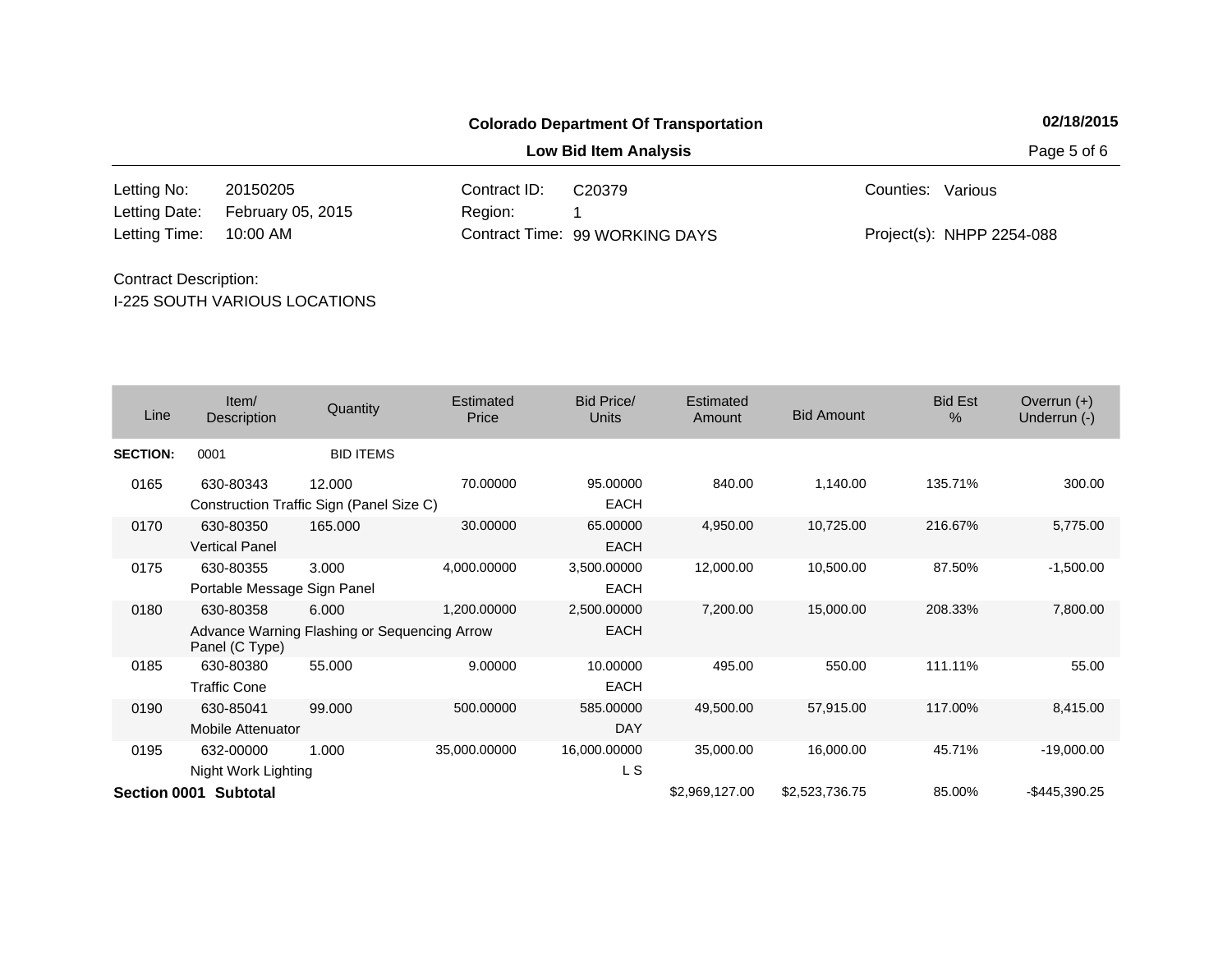**Colorado Department Of Transportation**

**02/18/2015**

**Low Bid Item Analysis**

| | | | | | |
|---|---|---|---|---|---|
| Letting No: | 20150205 | Contract ID: | C20379 | Counties: | Various |
| Letting Date: | February 05, 2015 | Region: | 1 | | |
| Letting Time: | 10:00 AM | Contract Time: | 99 WORKING DAYS | Project(s): | NHPP 2254-088 |

Contract Description:
I-225 SOUTH VARIOUS LOCATIONS

| Line | Item/ Description | Quantity | Estimated Price | Bid Price/ Units | Estimated Amount | Bid Amount | Bid Est % | Overrun (+) Underrun (-) |
|---|---|---|---|---|---|---|---|---|
| **SECTION:** | 0001 | BID ITEMS | | | | | | |
| 0165 | 630-80343 Construction Traffic Sign (Panel Size C) | 12.000 | 70.00000 | 95.00000 EACH | 840.00 | 1,140.00 | 135.71% | 300.00 |
| 0170 | 630-80350 Vertical Panel | 165.000 | 30.00000 | 65.00000 EACH | 4,950.00 | 10,725.00 | 216.67% | 5,775.00 |
| 0175 | 630-80355 Portable Message Sign Panel | 3.000 | 4,000.00000 | 3,500.00000 EACH | 12,000.00 | 10,500.00 | 87.50% | -1,500.00 |
| 0180 | 630-80358 Advance Warning Flashing or Sequencing Arrow Panel (C Type) | 6.000 | 1,200.00000 | 2,500.00000 EACH | 7,200.00 | 15,000.00 | 208.33% | 7,800.00 |
| 0185 | 630-80380 Traffic Cone | 55.000 | 9.00000 | 10.00000 EACH | 495.00 | 550.00 | 111.11% | 55.00 |
| 0190 | 630-85041 Mobile Attenuator | 99.000 | 500.00000 | 585.00000 DAY | 49,500.00 | 57,915.00 | 117.00% | 8,415.00 |
| 0195 | 632-00000 Night Work Lighting | 1.000 | 35,000.00000 | 16,000.00000 L S | 35,000.00 | 16,000.00 | 45.71% | -19,000.00 |
| **Section 0001 Subtotal** | | | | | $2,969,127.00 | $2,523,736.75 | 85.00% | -$445,390.25 |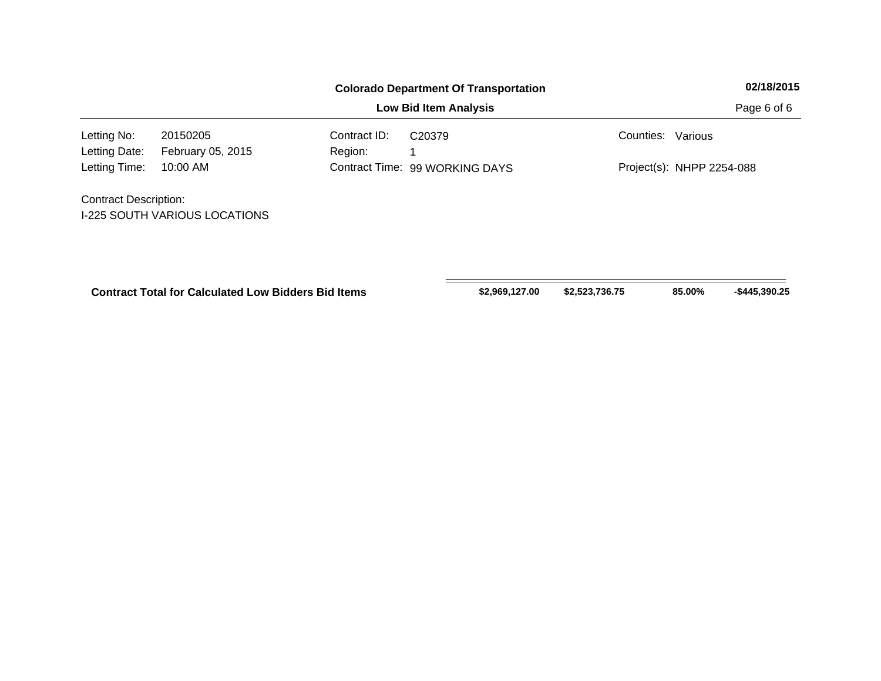**Colorado Department Of Transportation**

**Low Bid Item Analysis**

| | | | | | |
|---|---|---|---|---|---|
| Letting No: | 20150205 | Contract ID: | C20379 | Counties: | Various |
| Letting Date: | February 05, 2015 | Region: | 1 | | |
| Letting Time: | 10:00 AM | Contract Time: | 99 WORKING DAYS | Project(s): | NHPP 2254-088 |

Contract Description:
I-225 SOUTH VARIOUS LOCATIONS

| | | | | |
|---|---|---|---|---|
| **Contract Total for Calculated Low Bidders Bid Items** | **$2,969,127.00** | **$2,523,736.75** | **85.00%** | **-$445,390.25** |